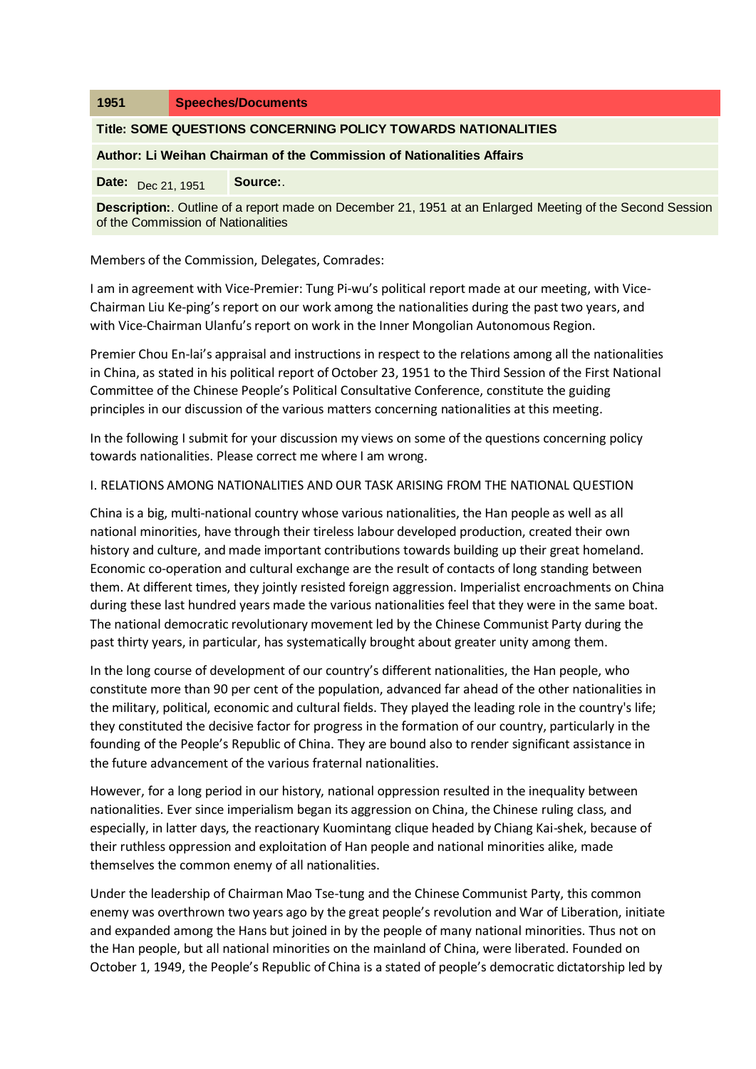| 1951 | Speeches/Documents |
|---|---|

**Title: SOME QUESTIONS CONCERNING POLICY TOWARDS NATIONALITIES**

**Author: Li Weihan Chairman of the Commission of Nationalities Affairs**

**Date:** Dec 21, 1951 **Source:**.

**Description:**. Outline of a report made on December 21, 1951 at an Enlarged Meeting of the Second Session of the Commission of Nationalities

Members of the Commission, Delegates, Comrades:

I am in agreement with Vice-Premier: Tung Pi-wu's political report made at our meeting, with Vice-Chairman Liu Ke-ping's report on our work among the nationalities during the past two years, and with Vice-Chairman Ulanfu's report on work in the Inner Mongolian Autonomous Region.

Premier Chou En-lai's appraisal and instructions in respect to the relations among all the nationalities in China, as stated in his political report of October 23, 1951 to the Third Session of the First National Committee of the Chinese People's Political Consultative Conference, constitute the guiding principles in our discussion of the various matters concerning nationalities at this meeting.

In the following I submit for your discussion my views on some of the questions concerning policy towards nationalities. Please correct me where I am wrong.

## I. RELATIONS AMONG NATIONALITIES AND OUR TASK ARISING FROM THE NATIONAL QUESTION

China is a big, multi-national country whose various nationalities, the Han people as well as all national minorities, have through their tireless labour developed production, created their own history and culture, and made important contributions towards building up their great homeland. Economic co-operation and cultural exchange are the result of contacts of long standing between them. At different times, they jointly resisted foreign aggression. Imperialist encroachments on China during these last hundred years made the various nationalities feel that they were in the same boat. The national democratic revolutionary movement led by the Chinese Communist Party during the past thirty years, in particular, has systematically brought about greater unity among them.

In the long course of development of our country's different nationalities, the Han people, who constitute more than 90 per cent of the population, advanced far ahead of the other nationalities in the military, political, economic and cultural fields. They played the leading role in the country's life; they constituted the decisive factor for progress in the formation of our country, particularly in the founding of the People's Republic of China. They are bound also to render significant assistance in the future advancement of the various fraternal nationalities.

However, for a long period in our history, national oppression resulted in the inequality between nationalities. Ever since imperialism began its aggression on China, the Chinese ruling class, and especially, in latter days, the reactionary Kuomintang clique headed by Chiang Kai-shek, because of their ruthless oppression and exploitation of Han people and national minorities alike, made themselves the common enemy of all nationalities.

Under the leadership of Chairman Mao Tse-tung and the Chinese Communist Party, this common enemy was overthrown two years ago by the great people's revolution and War of Liberation, initiate and expanded among the Hans but joined in by the people of many national minorities. Thus not on the Han people, but all national minorities on the mainland of China, were liberated. Founded on October 1, 1949, the People's Republic of China is a stated of people's democratic dictatorship led by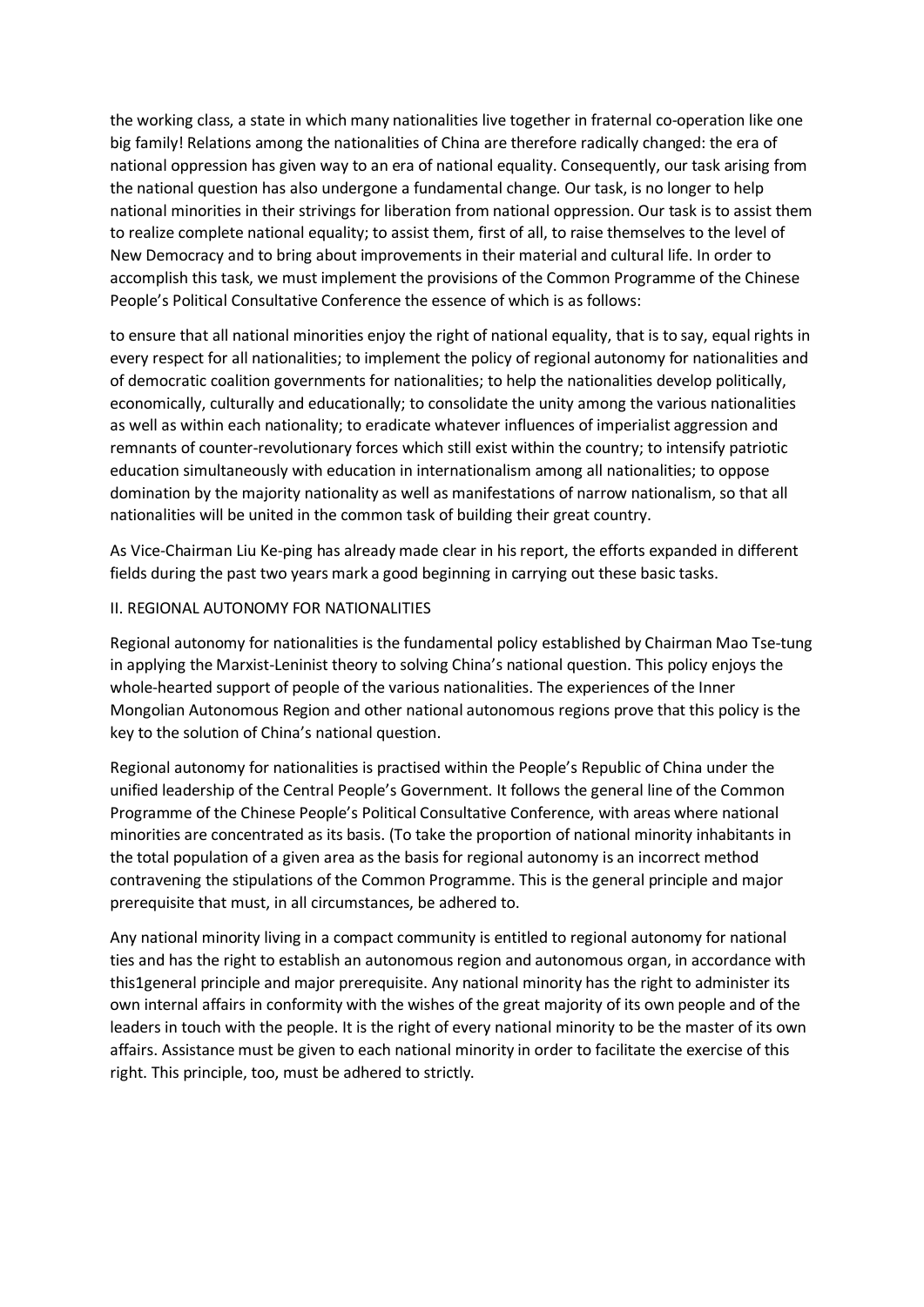the working class, a state in which many nationalities live together in fraternal co-operation like one big family! Relations among the nationalities of China are therefore radically changed: the era of national oppression has given way to an era of national equality. Consequently, our task arising from the national question has also undergone a fundamental change. Our task, is no longer to help national minorities in their strivings for liberation from national oppression. Our task is to assist them to realize complete national equality; to assist them, first of all, to raise themselves to the level of New Democracy and to bring about improvements in their material and cultural life. In order to accomplish this task, we must implement the provisions of the Common Programme of the Chinese People's Political Consultative Conference the essence of which is as follows:

to ensure that all national minorities enjoy the right of national equality, that is to say, equal rights in every respect for all nationalities; to implement the policy of regional autonomy for nationalities and of democratic coalition governments for nationalities; to help the nationalities develop politically, economically, culturally and educationally; to consolidate the unity among the various nationalities as well as within each nationality; to eradicate whatever influences of imperialist aggression and remnants of counter-revolutionary forces which still exist within the country; to intensify patriotic education simultaneously with education in internationalism among all nationalities; to oppose domination by the majority nationality as well as manifestations of narrow nationalism, so that all nationalities will be united in the common task of building their great country.

As Vice-Chairman Liu Ke-ping has already made clear in his report, the efforts expanded in different fields during the past two years mark a good beginning in carrying out these basic tasks.

## II. REGIONAL AUTONOMY FOR NATIONALITIES

Regional autonomy for nationalities is the fundamental policy established by Chairman Mao Tse-tung in applying the Marxist-Leninist theory to solving China's national question. This policy enjoys the whole-hearted support of people of the various nationalities. The experiences of the Inner Mongolian Autonomous Region and other national autonomous regions prove that this policy is the key to the solution of China's national question.

Regional autonomy for nationalities is practised within the People's Republic of China under the unified leadership of the Central People's Government. It follows the general line of the Common Programme of the Chinese People's Political Consultative Conference, with areas where national minorities are concentrated as its basis. (To take the proportion of national minority inhabitants in the total population of a given area as the basis for regional autonomy is an incorrect method contravening the stipulations of the Common Programme. This is the general principle and major prerequisite that must, in all circumstances, be adhered to.

Any national minority living in a compact community is entitled to regional autonomy for national ties and has the right to establish an autonomous region and autonomous organ, in accordance with this1general principle and major prerequisite. Any national minority has the right to administer its own internal affairs in conformity with the wishes of the great majority of its own people and of the leaders in touch with the people. It is the right of every national minority to be the master of its own affairs. Assistance must be given to each national minority in order to facilitate the exercise of this right. This principle, too, must be adhered to strictly.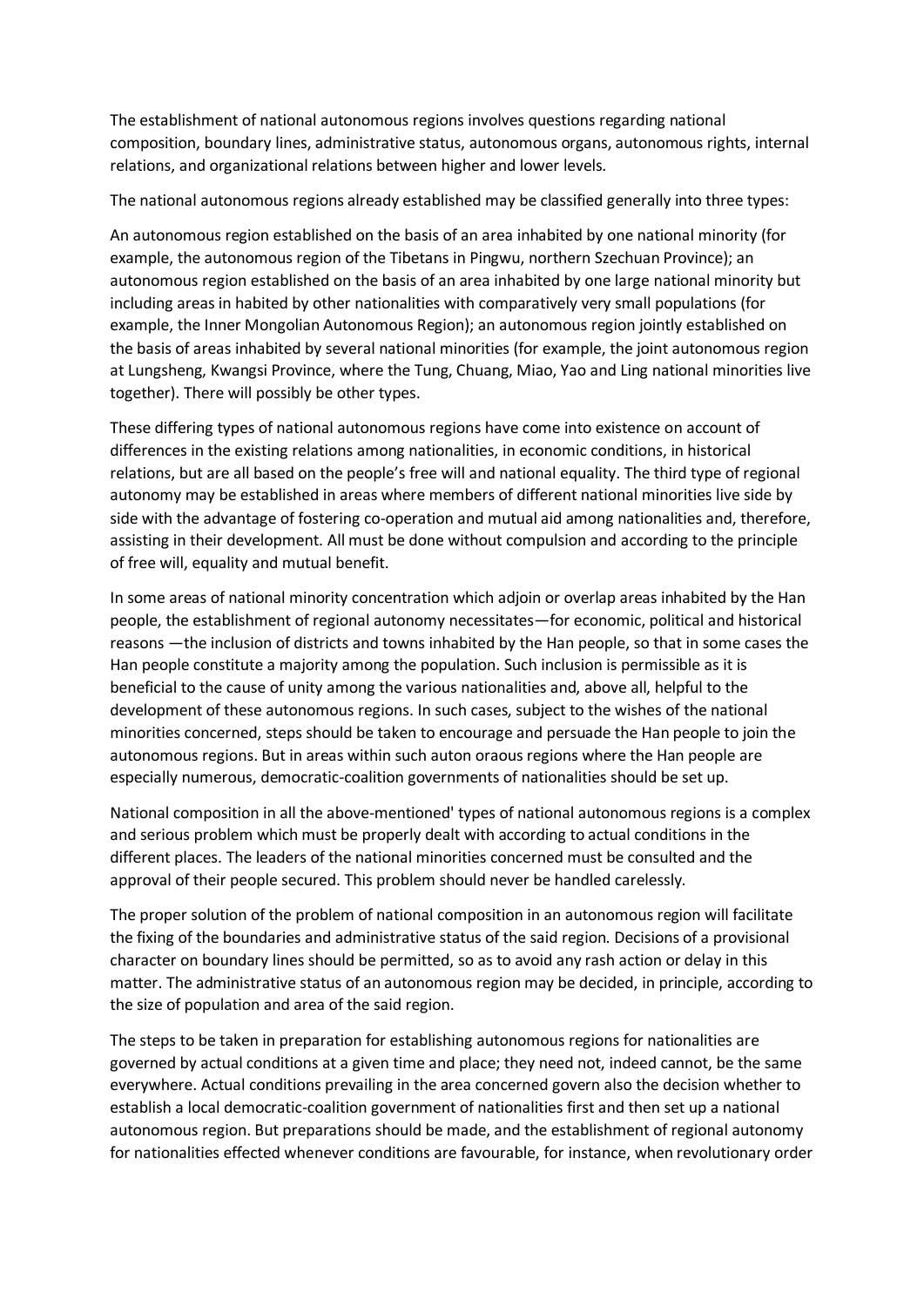The establishment of national autonomous regions involves questions regarding national composition, boundary lines, administrative status, autonomous organs, autonomous rights, internal relations, and organizational relations between higher and lower levels.

The national autonomous regions already established may be classified generally into three types:

An autonomous region established on the basis of an area inhabited by one national minority (for example, the autonomous region of the Tibetans in Pingwu, northern Szechuan Province); an autonomous region established on the basis of an area inhabited by one large national minority but including areas in habited by other nationalities with comparatively very small populations (for example, the Inner Mongolian Autonomous Region); an autonomous region jointly established on the basis of areas inhabited by several national minorities (for example, the joint autonomous region at Lungsheng, Kwangsi Province, where the Tung, Chuang, Miao, Yao and Ling national minorities live together). There will possibly be other types.

These differing types of national autonomous regions have come into existence on account of differences in the existing relations among nationalities, in economic conditions, in historical relations, but are all based on the people's free will and national equality. The third type of regional autonomy may be established in areas where members of different national minorities live side by side with the advantage of fostering co-operation and mutual aid among nationalities and, therefore, assisting in their development. All must be done without compulsion and according to the principle of free will, equality and mutual benefit.

In some areas of national minority concentration which adjoin or overlap areas inhabited by the Han people, the establishment of regional autonomy necessitates—for economic, political and historical reasons —the inclusion of districts and towns inhabited by the Han people, so that in some cases the Han people constitute a majority among the population. Such inclusion is permissible as it is beneficial to the cause of unity among the various nationalities and, above all, helpful to the development of these autonomous regions. In such cases, subject to the wishes of the national minorities concerned, steps should be taken to encourage and persuade the Han people to join the autonomous regions. But in areas within such auton oraous regions where the Han people are especially numerous, democratic-coalition governments of nationalities should be set up.

National composition in all the above-mentioned' types of national autonomous regions is a complex and serious problem which must be properly dealt with according to actual conditions in the different places. The leaders of the national minorities concerned must be consulted and the approval of their people secured. This problem should never be handled carelessly.

The proper solution of the problem of national composition in an autonomous region will facilitate the fixing of the boundaries and administrative status of the said region. Decisions of a provisional character on boundary lines should be permitted, so as to avoid any rash action or delay in this matter. The administrative status of an autonomous region may be decided, in principle, according to the size of population and area of the said region.

The steps to be taken in preparation for establishing autonomous regions for nationalities are governed by actual conditions at a given time and place; they need not, indeed cannot, be the same everywhere. Actual conditions prevailing in the area concerned govern also the decision whether to establish a local democratic-coalition government of nationalities first and then set up a national autonomous region. But preparations should be made, and the establishment of regional autonomy for nationalities effected whenever conditions are favourable, for instance, when revolutionary order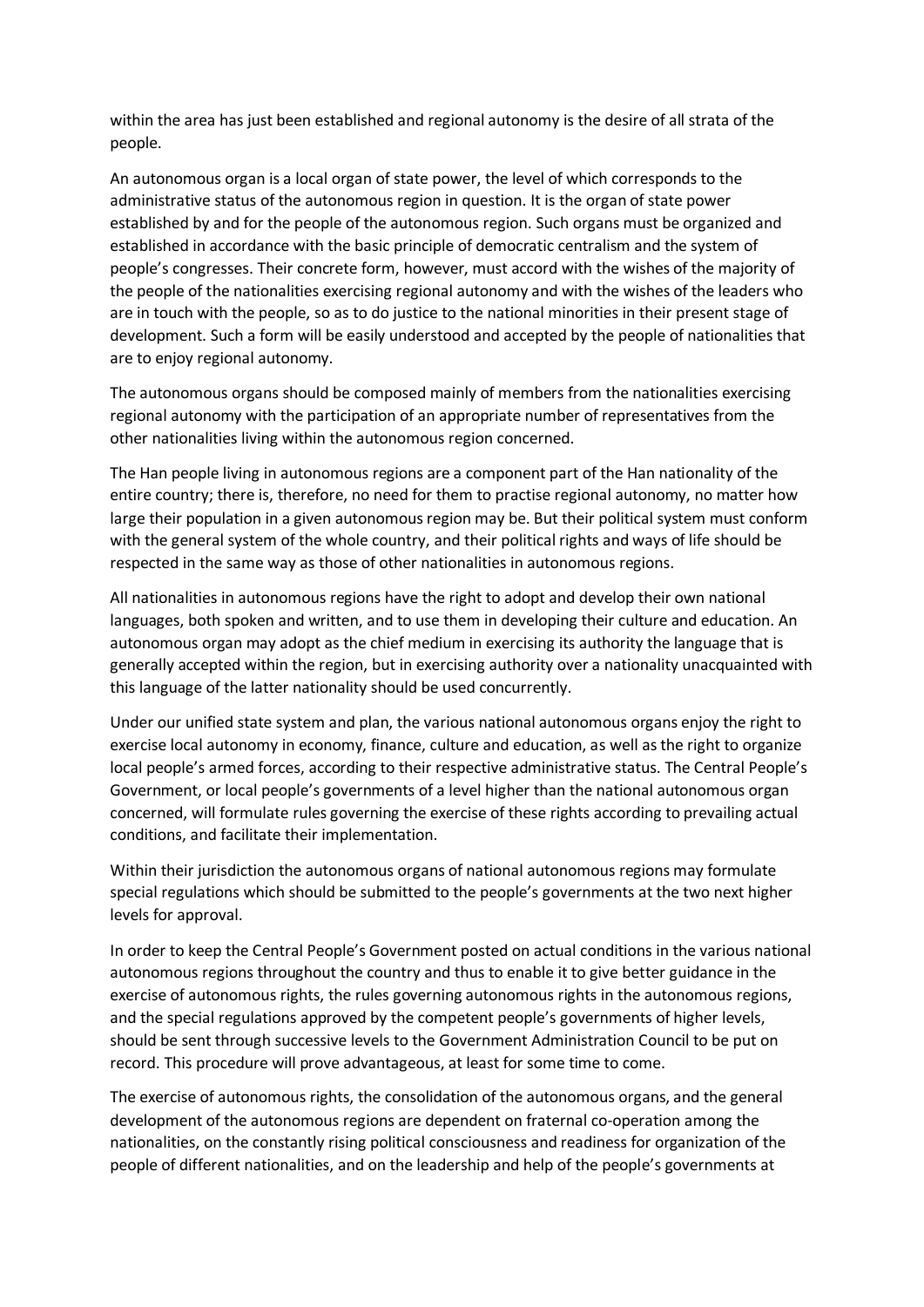within the area has just been established and regional autonomy is the desire of all strata of the people.

An autonomous organ is a local organ of state power, the level of which corresponds to the administrative status of the autonomous region in question. It is the organ of state power established by and for the people of the autonomous region. Such organs must be organized and established in accordance with the basic principle of democratic centralism and the system of people's congresses. Their concrete form, however, must accord with the wishes of the majority of the people of the nationalities exercising regional autonomy and with the wishes of the leaders who are in touch with the people, so as to do justice to the national minorities in their present stage of development. Such a form will be easily understood and accepted by the people of nationalities that are to enjoy regional autonomy.

The autonomous organs should be composed mainly of members from the nationalities exercising regional autonomy with the participation of an appropriate number of representatives from the other nationalities living within the autonomous region concerned.

The Han people living in autonomous regions are a component part of the Han nationality of the entire country; there is, therefore, no need for them to practise regional autonomy, no matter how large their population in a given autonomous region may be. But their political system must conform with the general system of the whole country, and their political rights and ways of life should be respected in the same way as those of other nationalities in autonomous regions.

All nationalities in autonomous regions have the right to adopt and develop their own national languages, both spoken and written, and to use them in developing their culture and education. An autonomous organ may adopt as the chief medium in exercising its authority the language that is generally accepted within the region, but in exercising authority over a nationality unacquainted with this language of the latter nationality should be used concurrently.

Under our unified state system and plan, the various national autonomous organs enjoy the right to exercise local autonomy in economy, finance, culture and education, as well as the right to organize local people's armed forces, according to their respective administrative status. The Central People's Government, or local people's governments of a level higher than the national autonomous organ concerned, will formulate rules governing the exercise of these rights according to prevailing actual conditions, and facilitate their implementation.

Within their jurisdiction the autonomous organs of national autonomous regions may formulate special regulations which should be submitted to the people's governments at the two next higher levels for approval.

In order to keep the Central People's Government posted on actual conditions in the various national autonomous regions throughout the country and thus to enable it to give better guidance in the exercise of autonomous rights, the rules governing autonomous rights in the autonomous regions, and the special regulations approved by the competent people's governments of higher levels, should be sent through successive levels to the Government Administration Council to be put on record. This procedure will prove advantageous, at least for some time to come.

The exercise of autonomous rights, the consolidation of the autonomous organs, and the general development of the autonomous regions are dependent on fraternal co-operation among the nationalities, on the constantly rising political consciousness and readiness for organization of the people of different nationalities, and on the leadership and help of the people's governments at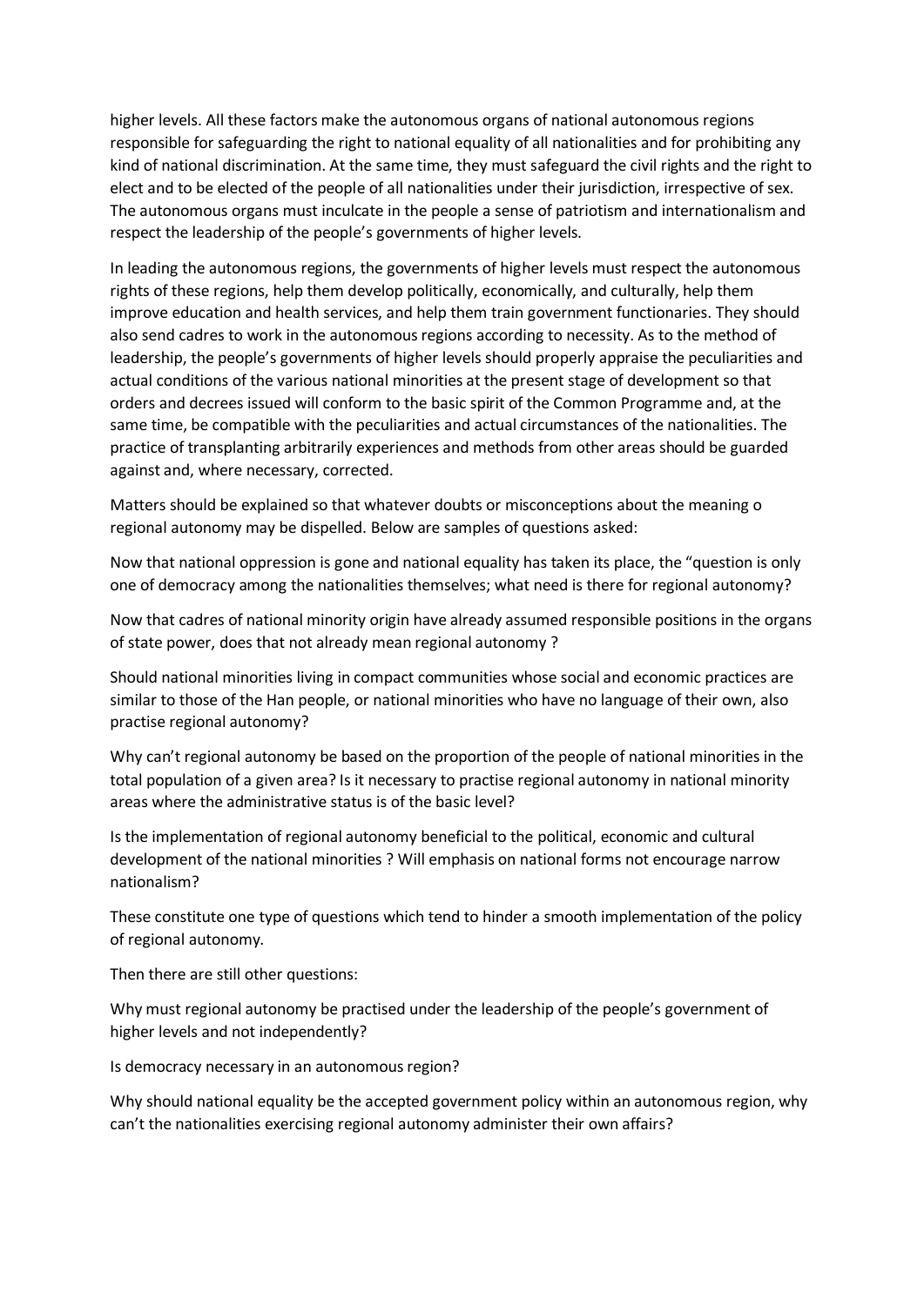higher levels. All these factors make the autonomous organs of national autonomous regions responsible for safeguarding the right to national equality of all nationalities and for prohibiting any kind of national discrimination. At the same time, they must safeguard the civil rights and the right to elect and to be elected of the people of all nationalities under their jurisdiction, irrespective of sex. The autonomous organs must inculcate in the people a sense of patriotism and internationalism and respect the leadership of the people's governments of higher levels.

In leading the autonomous regions, the governments of higher levels must respect the autonomous rights of these regions, help them develop politically, economically, and culturally, help them improve education and health services, and help them train government functionaries. They should also send cadres to work in the autonomous regions according to necessity. As to the method of leadership, the people's governments of higher levels should properly appraise the peculiarities and actual conditions of the various national minorities at the present stage of development so that orders and decrees issued will conform to the basic spirit of the Common Programme and, at the same time, be compatible with the peculiarities and actual circumstances of the nationalities. The practice of transplanting arbitrarily experiences and methods from other areas should be guarded against and, where necessary, corrected.

Matters should be explained so that whatever doubts or misconceptions about the meaning o regional autonomy may be dispelled. Below are samples of questions asked:

Now that national oppression is gone and national equality has taken its place, the "question is only one of democracy among the nationalities themselves; what need is there for regional autonomy?

Now that cadres of national minority origin have already assumed responsible positions in the organs of state power, does that not already mean regional autonomy ?

Should national minorities living in compact communities whose social and economic practices are similar to those of the Han people, or national minorities who have no language of their own, also practise regional autonomy?

Why can't regional autonomy be based on the proportion of the people of national minorities in the total population of a given area? Is it necessary to practise regional autonomy in national minority areas where the administrative status is of the basic level?

Is the implementation of regional autonomy beneficial to the political, economic and cultural development of the national minorities ? Will emphasis on national forms not encourage narrow nationalism?

These constitute one type of questions which tend to hinder a smooth implementation of the policy of regional autonomy.

Then there are still other questions:

Why must regional autonomy be practised under the leadership of the people's government of higher levels and not independently?

Is democracy necessary in an autonomous region?

Why should national equality be the accepted government policy within an autonomous region, why can't the nationalities exercising regional autonomy administer their own affairs?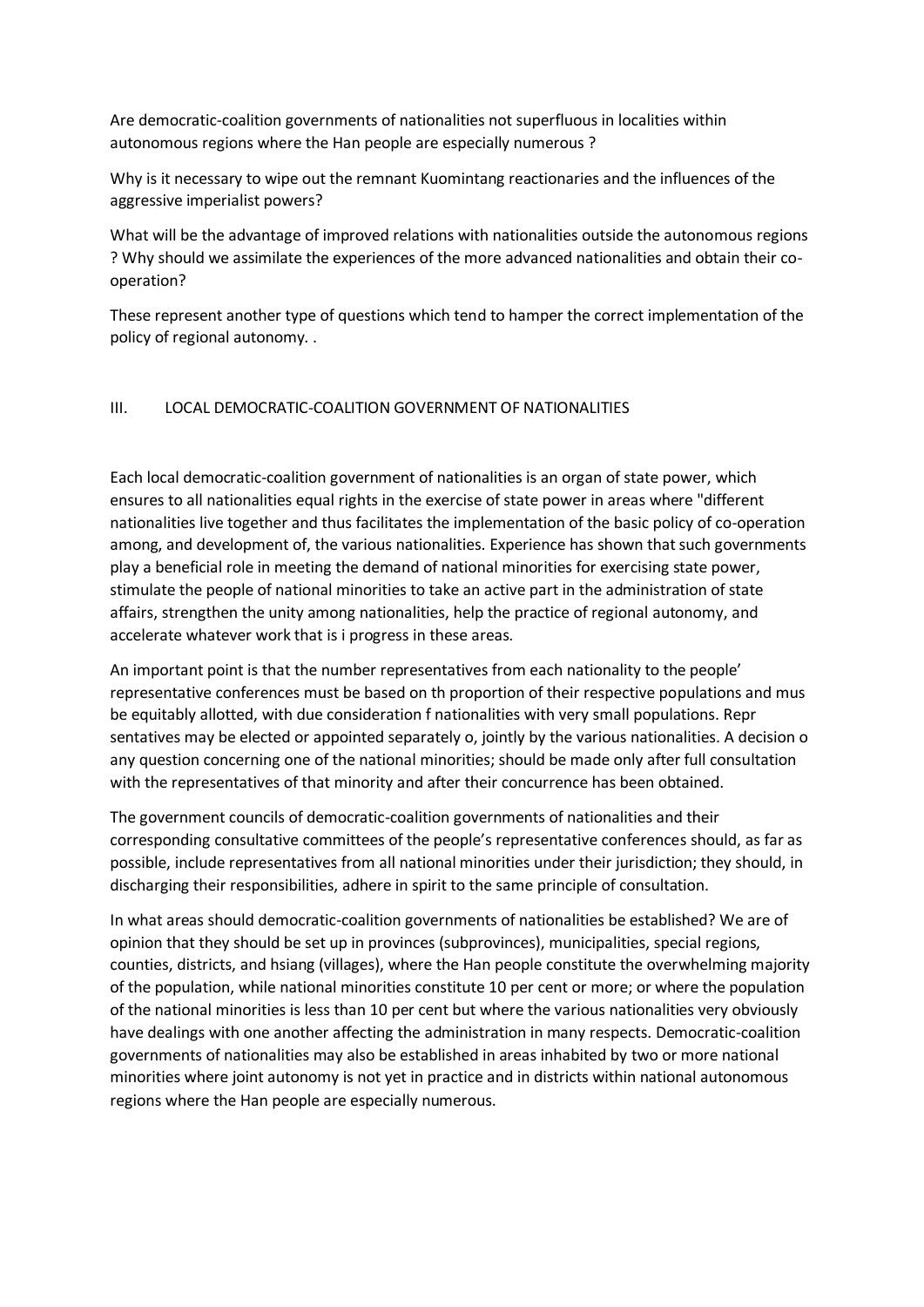Are democratic-coalition governments of nationalities not superfluous in localities within autonomous regions where the Han people are especially numerous ?

Why is it necessary to wipe out the remnant Kuomintang reactionaries and the influences of the aggressive imperialist powers?

What will be the advantage of improved relations with nationalities outside the autonomous regions ? Why should we assimilate the experiences of the more advanced nationalities and obtain their co-operation?

These represent another type of questions which tend to hamper the correct implementation of the policy of regional autonomy. .

## III. LOCAL DEMOCRATIC-COALITION GOVERNMENT OF NATIONALITIES

Each local democratic-coalition government of nationalities is an organ of state power, which ensures to all nationalities equal rights in the exercise of state power in areas where "different nationalities live together and thus facilitates the implementation of the basic policy of co-operation among, and development of, the various nationalities. Experience has shown that such governments play a beneficial role in meeting the demand of national minorities for exercising state power, stimulate the people of national minorities to take an active part in the administration of state affairs, strengthen the unity among nationalities, help the practice of regional autonomy, and accelerate whatever work that is i progress in these areas.

An important point is that the number representatives from each nationality to the people' representative conferences must be based on th proportion of their respective populations and mus be equitably allotted, with due consideration f nationalities with very small populations. Repr sentatives may be elected or appointed separately o, jointly by the various nationalities. A decision o any question concerning one of the national minorities; should be made only after full consultation with the representatives of that minority and after their concurrence has been obtained.

The government councils of democratic-coalition governments of nationalities and their corresponding consultative committees of the people's representative conferences should, as far as possible, include representatives from all national minorities under their jurisdiction; they should, in discharging their responsibilities, adhere in spirit to the same principle of consultation.

In what areas should democratic-coalition governments of nationalities be established? We are of opinion that they should be set up in provinces (subprovinces), municipalities, special regions, counties, districts, and hsiang (villages), where the Han people constitute the overwhelming majority of the population, while national minorities constitute 10 per cent or more; or where the population of the national minorities is less than 10 per cent but where the various nationalities very obviously have dealings with one another affecting the administration in many respects. Democratic-coalition governments of nationalities may also be established in areas inhabited by two or more national minorities where joint autonomy is not yet in practice and in districts within national autonomous regions where the Han people are especially numerous.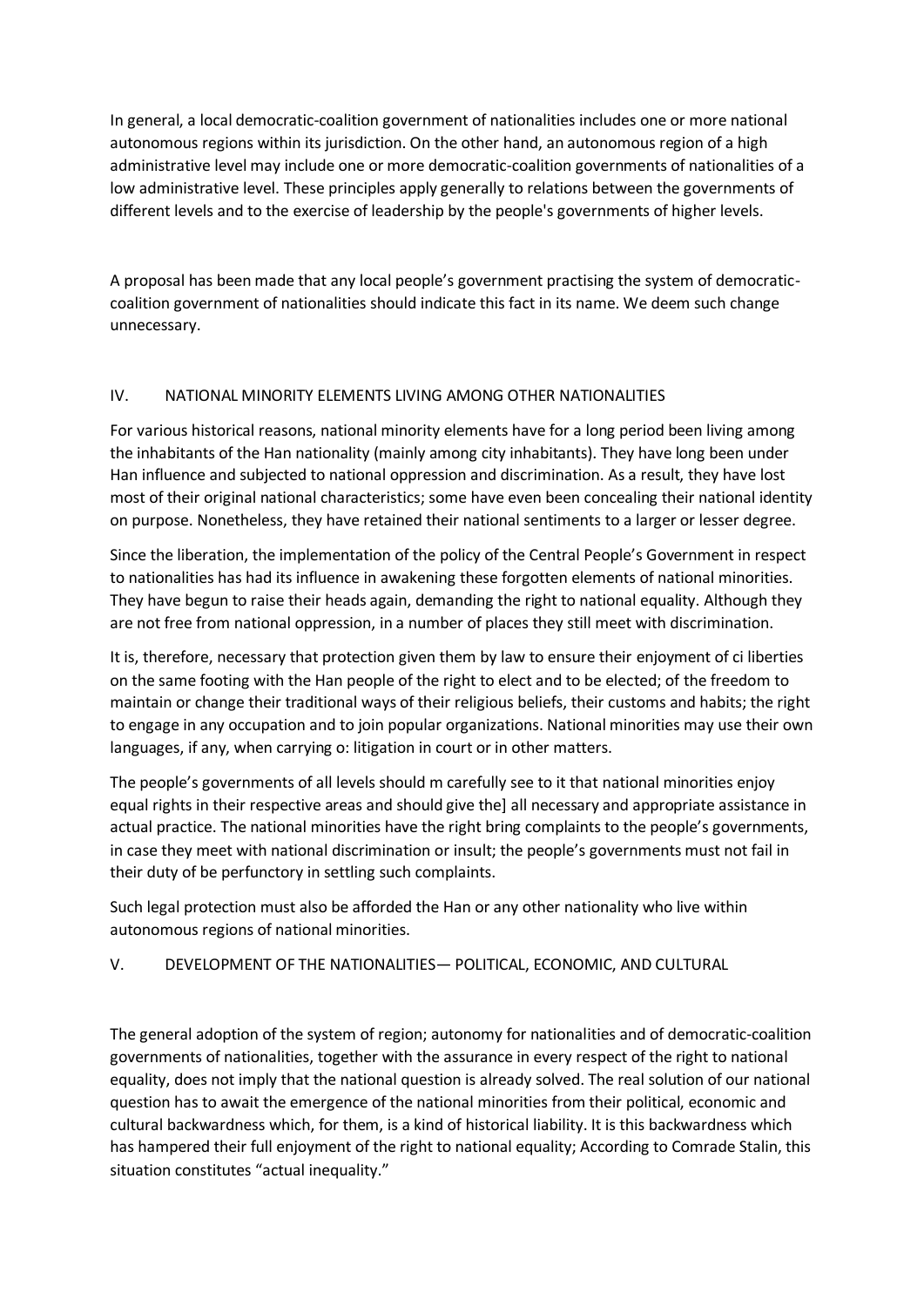In general, a local democratic-coalition government of nationalities includes one or more national autonomous regions within its jurisdiction. On the other hand, an autonomous region of a high administrative level may include one or more democratic-coalition governments of nationalities of a low administrative level. These principles apply generally to relations between the governments of different levels and to the exercise of leadership by the people's governments of higher levels.

A proposal has been made that any local people's government practising the system of democratic-coalition government of nationalities should indicate this fact in its name. We deem such change unnecessary.

## IV. NATIONAL MINORITY ELEMENTS LIVING AMONG OTHER NATIONALITIES

For various historical reasons, national minority elements have for a long period been living among the inhabitants of the Han nationality (mainly among city inhabitants). They have long been under Han influence and subjected to national oppression and discrimination. As a result, they have lost most of their original national characteristics; some have even been concealing their national identity on purpose. Nonetheless, they have retained their national sentiments to a larger or lesser degree.

Since the liberation, the implementation of the policy of the Central People's Government in respect to nationalities has had its influence in awakening these forgotten elements of national minorities. They have begun to raise their heads again, demanding the right to national equality. Although they are not free from national oppression, in a number of places they still meet with discrimination.

It is, therefore, necessary that protection given them by law to ensure their enjoyment of ci liberties on the same footing with the Han people of the right to elect and to be elected; of the freedom to maintain or change their traditional ways of their religious beliefs, their customs and habits; the right to engage in any occupation and to join popular organizations. National minorities may use their own languages, if any, when carrying o: litigation in court or in other matters.

The people's governments of all levels should m carefully see to it that national minorities enjoy equal rights in their respective areas and should give the] all necessary and appropriate assistance in actual practice. The national minorities have the right bring complaints to the people's governments, in case they meet with national discrimination or insult; the people's governments must not fail in their duty of be perfunctory in settling such complaints.

Such legal protection must also be afforded the Han or any other nationality who live within autonomous regions of national minorities.

## V. DEVELOPMENT OF THE NATIONALITIES— POLITICAL, ECONOMIC, AND CULTURAL

The general adoption of the system of region; autonomy for nationalities and of democratic-coalition governments of nationalities, together with the assurance in every respect of the right to national equality, does not imply that the national question is already solved. The real solution of our national question has to await the emergence of the national minorities from their political, economic and cultural backwardness which, for them, is a kind of historical liability. It is this backwardness which has hampered their full enjoyment of the right to national equality; According to Comrade Stalin, this situation constitutes "actual inequality."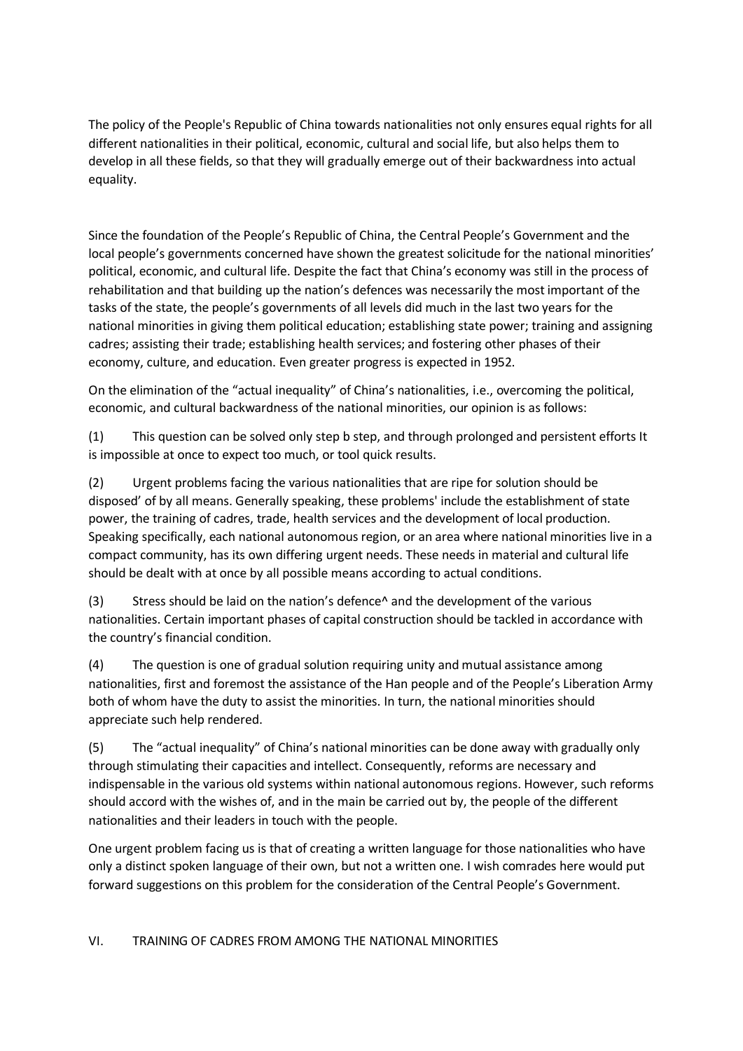The policy of the People's Republic of China towards nationalities not only ensures equal rights for all different nationalities in their political, economic, cultural and social life, but also helps them to develop in all these fields, so that they will gradually emerge out of their backwardness into actual equality.

Since the foundation of the People's Republic of China, the Central People's Government and the local people's governments concerned have shown the greatest solicitude for the national minorities' political, economic, and cultural life. Despite the fact that China's economy was still in the process of rehabilitation and that building up the nation's defences was necessarily the most important of the tasks of the state, the people's governments of all levels did much in the last two years for the national minorities in giving them political education; establishing state power; training and assigning cadres; assisting their trade; establishing health services; and fostering other phases of their economy, culture, and education. Even greater progress is expected in 1952.

On the elimination of the "actual inequality" of China's nationalities, i.e., overcoming the political, economic, and cultural backwardness of the national minorities, our opinion is as follows:

(1) This question can be solved only step b step, and through prolonged and persistent efforts It is impossible at once to expect too much, or tool quick results.

(2) Urgent problems facing the various nationalities that are ripe for solution should be disposed' of by all means. Generally speaking, these problems' include the establishment of state power, the training of cadres, trade, health services and the development of local production. Speaking specifically, each national autonomous region, or an area where national minorities live in a compact community, has its own differing urgent needs. These needs in material and cultural life should be dealt with at once by all possible means according to actual conditions.

(3) Stress should be laid on the nation's defence^ and the development of the various nationalities. Certain important phases of capital construction should be tackled in accordance with the country's financial condition.

(4) The question is one of gradual solution requiring unity and mutual assistance among nationalities, first and foremost the assistance of the Han people and of the People's Liberation Army both of whom have the duty to assist the minorities. In turn, the national minorities should appreciate such help rendered.

(5) The "actual inequality" of China's national minorities can be done away with gradually only through stimulating their capacities and intellect. Consequently, reforms are necessary and indispensable in the various old systems within national autonomous regions. However, such reforms should accord with the wishes of, and in the main be carried out by, the people of the different nationalities and their leaders in touch with the people.

One urgent problem facing us is that of creating a written language for those nationalities who have only a distinct spoken language of their own, but not a written one. I wish comrades here would put forward suggestions on this problem for the consideration of the Central People's Government.

## VI. TRAINING OF CADRES FROM AMONG THE NATIONAL MINORITIES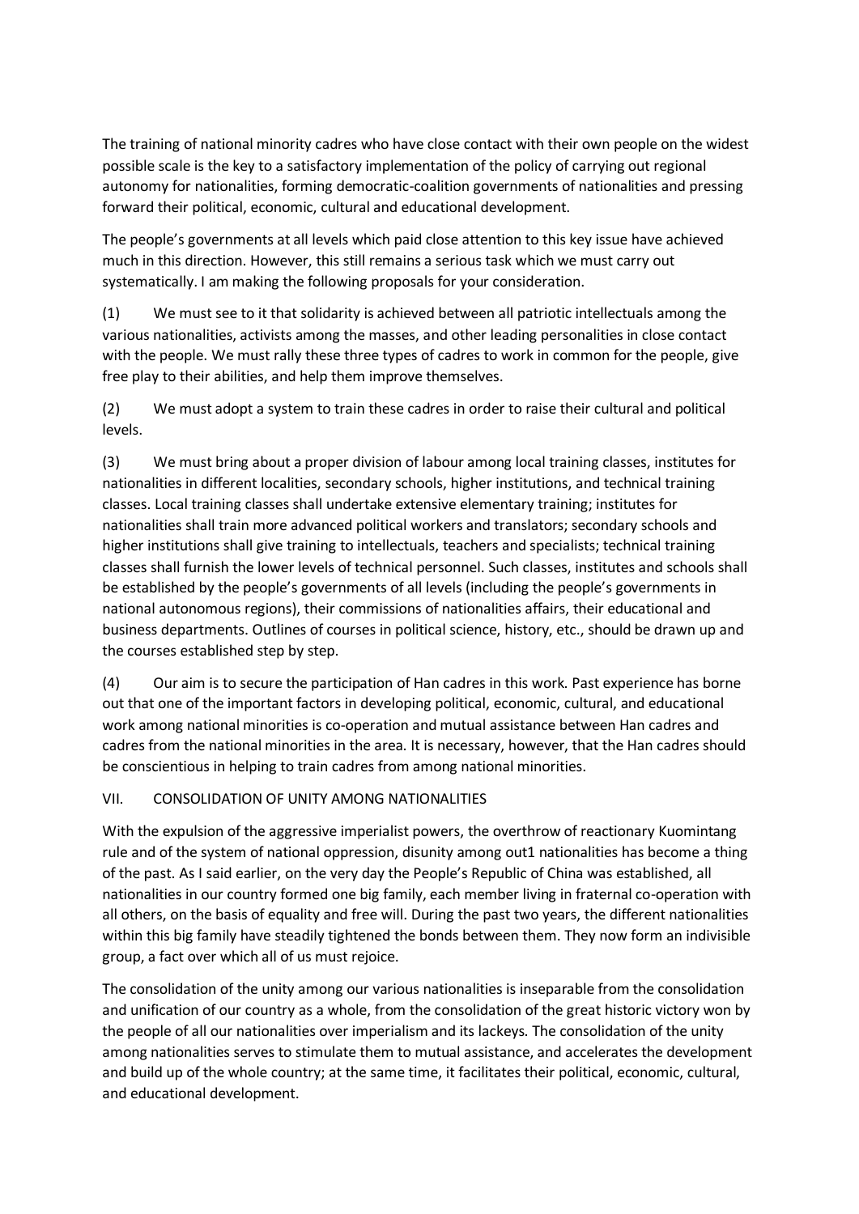The training of national minority cadres who have close contact with their own people on the widest possible scale is the key to a satisfactory implementation of the policy of carrying out regional autonomy for nationalities, forming democratic-coalition governments of nationalities and pressing forward their political, economic, cultural and educational development.

The people's governments at all levels which paid close attention to this key issue have achieved much in this direction. However, this still remains a serious task which we must carry out systematically. I am making the following proposals for your consideration.

(1) We must see to it that solidarity is achieved between all patriotic intellectuals among the various nationalities, activists among the masses, and other leading personalities in close contact with the people. We must rally these three types of cadres to work in common for the people, give free play to their abilities, and help them improve themselves.

(2) We must adopt a system to train these cadres in order to raise their cultural and political levels.

(3) We must bring about a proper division of labour among local training classes, institutes for nationalities in different localities, secondary schools, higher institutions, and technical training classes. Local training classes shall undertake extensive elementary training; institutes for nationalities shall train more advanced political workers and translators; secondary schools and higher institutions shall give training to intellectuals, teachers and specialists; technical training classes shall furnish the lower levels of technical personnel. Such classes, institutes and schools shall be established by the people's governments of all levels (including the people's governments in national autonomous regions), their commissions of nationalities affairs, their educational and business departments. Outlines of courses in political science, history, etc., should be drawn up and the courses established step by step.

(4) Our aim is to secure the participation of Han cadres in this work. Past experience has borne out that one of the important factors in developing political, economic, cultural, and educational work among national minorities is co-operation and mutual assistance between Han cadres and cadres from the national minorities in the area. It is necessary, however, that the Han cadres should be conscientious in helping to train cadres from among national minorities.

## VII. CONSOLIDATION OF UNITY AMONG NATIONALITIES

With the expulsion of the aggressive imperialist powers, the overthrow of reactionary Kuomintang rule and of the system of national oppression, disunity among out1 nationalities has become a thing of the past. As I said earlier, on the very day the People's Republic of China was established, all nationalities in our country formed one big family, each member living in fraternal co-operation with all others, on the basis of equality and free will. During the past two years, the different nationalities within this big family have steadily tightened the bonds between them. They now form an indivisible group, a fact over which all of us must rejoice.

The consolidation of the unity among our various nationalities is inseparable from the consolidation and unification of our country as a whole, from the consolidation of the great historic victory won by the people of all our nationalities over imperialism and its lackeys. The consolidation of the unity among nationalities serves to stimulate them to mutual assistance, and accelerates the development and build up of the whole country; at the same time, it facilitates their political, economic, cultural, and educational development.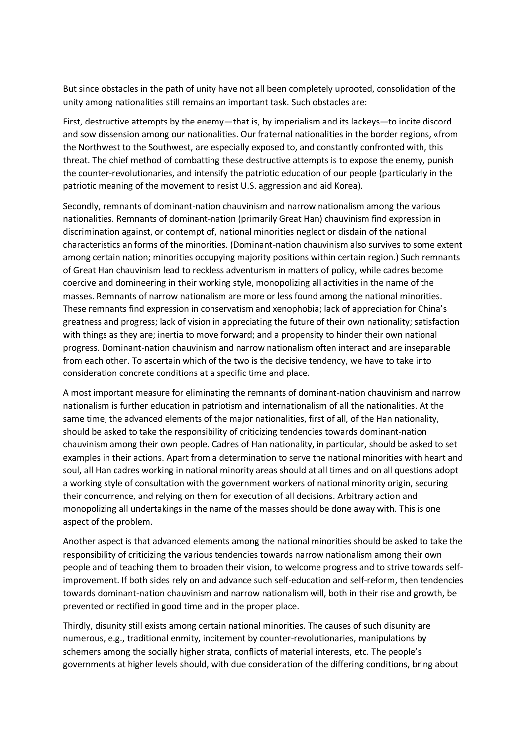But since obstacles in the path of unity have not all been completely uprooted, consolidation of the unity among nationalities still remains an important task. Such obstacles are:

First, destructive attempts by the enemy—that is, by imperialism and its lackeys—to incite discord and sow dissension among our nationalities. Our fraternal nationalities in the border regions, «from the Northwest to the Southwest, are especially exposed to, and constantly confronted with, this threat. The chief method of combatting these destructive attempts is to expose the enemy, punish the counter-revolutionaries, and intensify the patriotic education of our people (particularly in the patriotic meaning of the movement to resist U.S. aggression and aid Korea).

Secondly, remnants of dominant-nation chauvinism and narrow nationalism among the various nationalities. Remnants of dominant-nation (primarily Great Han) chauvinism find expression in discrimination against, or contempt of, national minorities neglect or disdain of the national characteristics an forms of the minorities. (Dominant-nation chauvinism also survives to some extent among certain nation; minorities occupying majority positions within certain region.) Such remnants of Great Han chauvinism lead to reckless adventurism in matters of policy, while cadres become coercive and domineering in their working style, monopolizing all activities in the name of the masses. Remnants of narrow nationalism are more or less found among the national minorities. These remnants find expression in conservatism and xenophobia; lack of appreciation for China's greatness and progress; lack of vision in appreciating the future of their own nationality; satisfaction with things as they are; inertia to move forward; and a propensity to hinder their own national progress. Dominant-nation chauvinism and narrow nationalism often interact and are inseparable from each other. To ascertain which of the two is the decisive tendency, we have to take into consideration concrete conditions at a specific time and place.

A most important measure for eliminating the remnants of dominant-nation chauvinism and narrow nationalism is further education in patriotism and internationalism of all the nationalities. At the same time, the advanced elements of the major nationalities, first of all, of the Han nationality, should be asked to take the responsibility of criticizing tendencies towards dominant-nation chauvinism among their own people. Cadres of Han nationality, in particular, should be asked to set examples in their actions. Apart from a determination to serve the national minorities with heart and soul, all Han cadres working in national minority areas should at all times and on all questions adopt a working style of consultation with the government workers of national minority origin, securing their concurrence, and relying on them for execution of all decisions. Arbitrary action and monopolizing all undertakings in the name of the masses should be done away with. This is one aspect of the problem.

Another aspect is that advanced elements among the national minorities should be asked to take the responsibility of criticizing the various tendencies towards narrow nationalism among their own people and of teaching them to broaden their vision, to welcome progress and to strive towards self-improvement. If both sides rely on and advance such self-education and self-reform, then tendencies towards dominant-nation chauvinism and narrow nationalism will, both in their rise and growth, be prevented or rectified in good time and in the proper place.

Thirdly, disunity still exists among certain national minorities. The causes of such disunity are numerous, e.g., traditional enmity, incitement by counter-revolutionaries, manipulations by schemers among the socially higher strata, conflicts of material interests, etc. The people's governments at higher levels should, with due consideration of the differing conditions, bring about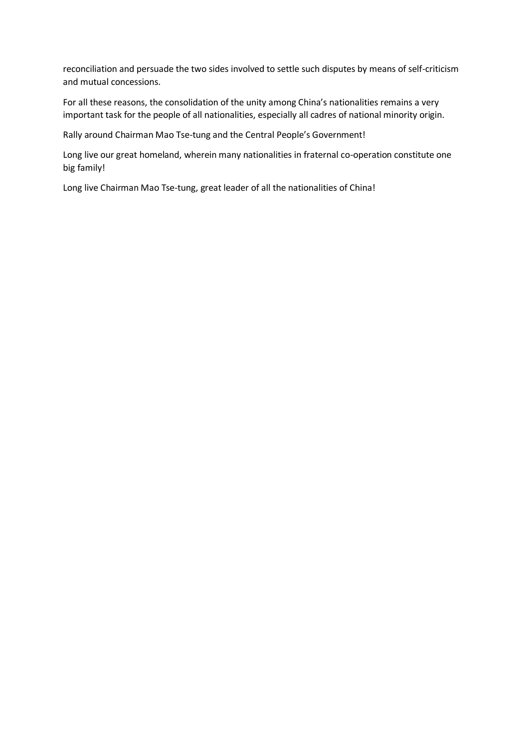reconciliation and persuade the two sides involved to settle such disputes by means of self-criticism and mutual concessions.

For all these reasons, the consolidation of the unity among China's nationalities remains a very important task for the people of all nationalities, especially all cadres of national minority origin.

Rally around Chairman Mao Tse-tung and the Central People's Government!

Long live our great homeland, wherein many nationalities in fraternal co-operation constitute one big family!

Long live Chairman Mao Tse-tung, great leader of all the nationalities of China!